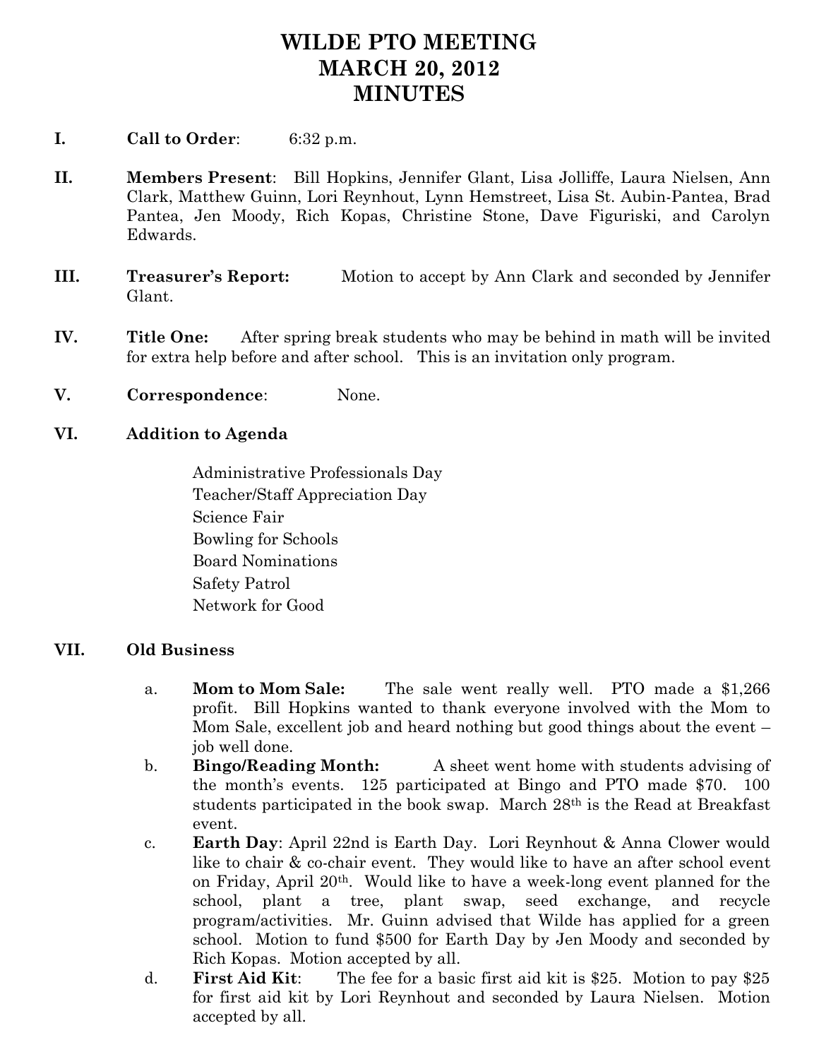# WILDE PTO MEETING
# MARCH 20, 2012
# MINUTES

**I. Call to Order**: 6:32 p.m.

**II. Members Present**: Bill Hopkins, Jennifer Glant, Lisa Jolliffe, Laura Nielsen, Ann Clark, Matthew Guinn, Lori Reynhout, Lynn Hemstreet, Lisa St. Aubin-Pantea, Brad Pantea, Jen Moody, Rich Kopas, Christine Stone, Dave Figuriski, and Carolyn Edwards.

**III. Treasurer's Report:** Motion to accept by Ann Clark and seconded by Jennifer Glant.

**IV. Title One:** After spring break students who may be behind in math will be invited for extra help before and after school. This is an invitation only program.

**V. Correspondence**: None.

**VI. Addition to Agenda**

Administrative Professionals Day
Teacher/Staff Appreciation Day
Science Fair
Bowling for Schools
Board Nominations
Safety Patrol
Network for Good

**VII. Old Business**

a. **Mom to Mom Sale:** The sale went really well. PTO made a $1,266 profit. Bill Hopkins wanted to thank everyone involved with the Mom to Mom Sale, excellent job and heard nothing but good things about the event – job well done.

b. **Bingo/Reading Month:** A sheet went home with students advising of the month's events. 125 participated at Bingo and PTO made $70. 100 students participated in the book swap. March 28th is the Read at Breakfast event.

c. **Earth Day**: April 22nd is Earth Day. Lori Reynhout & Anna Clower would like to chair & co-chair event. They would like to have an after school event on Friday, April 20th. Would like to have a week-long event planned for the school, plant a tree, plant swap, seed exchange, and recycle program/activities. Mr. Guinn advised that Wilde has applied for a green school. Motion to fund $500 for Earth Day by Jen Moody and seconded by Rich Kopas. Motion accepted by all.

d. **First Aid Kit**: The fee for a basic first aid kit is $25. Motion to pay $25 for first aid kit by Lori Reynhout and seconded by Laura Nielsen. Motion accepted by all.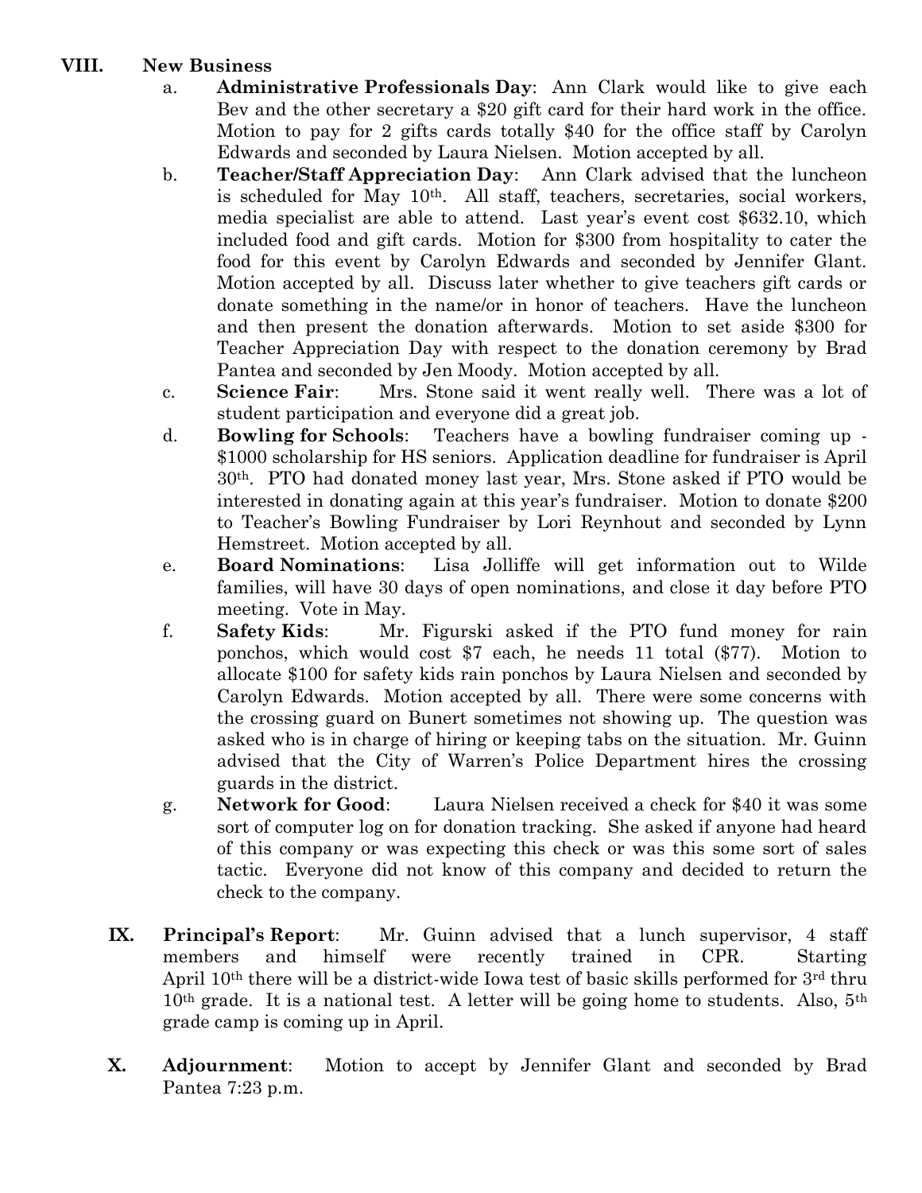## VIII. New Business

a. **Administrative Professionals Day**: Ann Clark would like to give each Bev and the other secretary a $20 gift card for their hard work in the office. Motion to pay for 2 gifts cards totally $40 for the office staff by Carolyn Edwards and seconded by Laura Nielsen. Motion accepted by all.

b. **Teacher/Staff Appreciation Day**: Ann Clark advised that the luncheon is scheduled for May 10th. All staff, teachers, secretaries, social workers, media specialist are able to attend. Last year's event cost $632.10, which included food and gift cards. Motion for $300 from hospitality to cater the food for this event by Carolyn Edwards and seconded by Jennifer Glant. Motion accepted by all. Discuss later whether to give teachers gift cards or donate something in the name/or in honor of teachers. Have the luncheon and then present the donation afterwards. Motion to set aside $300 for Teacher Appreciation Day with respect to the donation ceremony by Brad Pantea and seconded by Jen Moody. Motion accepted by all.

c. **Science Fair**: Mrs. Stone said it went really well. There was a lot of student participation and everyone did a great job.

d. **Bowling for Schools**: Teachers have a bowling fundraiser coming up - $1000 scholarship for HS seniors. Application deadline for fundraiser is April 30th. PTO had donated money last year, Mrs. Stone asked if PTO would be interested in donating again at this year's fundraiser. Motion to donate $200 to Teacher's Bowling Fundraiser by Lori Reynhout and seconded by Lynn Hemstreet. Motion accepted by all.

e. **Board Nominations**: Lisa Jolliffe will get information out to Wilde families, will have 30 days of open nominations, and close it day before PTO meeting. Vote in May.

f. **Safety Kids**: Mr. Figurski asked if the PTO fund money for rain ponchos, which would cost $7 each, he needs 11 total ($77). Motion to allocate $100 for safety kids rain ponchos by Laura Nielsen and seconded by Carolyn Edwards. Motion accepted by all. There were some concerns with the crossing guard on Bunert sometimes not showing up. The question was asked who is in charge of hiring or keeping tabs on the situation. Mr. Guinn advised that the City of Warren's Police Department hires the crossing guards in the district.

g. **Network for Good**: Laura Nielsen received a check for $40 it was some sort of computer log on for donation tracking. She asked if anyone had heard of this company or was expecting this check or was this some sort of sales tactic. Everyone did not know of this company and decided to return the check to the company.

## IX. Principal's Report

**Principal's Report**: Mr. Guinn advised that a lunch supervisor, 4 staff members and himself were recently trained in CPR. Starting April 10th there will be a district-wide Iowa test of basic skills performed for 3rd thru 10th grade. It is a national test. A letter will be going home to students. Also, 5th grade camp is coming up in April.

## X. Adjournment

**Adjournment**: Motion to accept by Jennifer Glant and seconded by Brad Pantea 7:23 p.m.